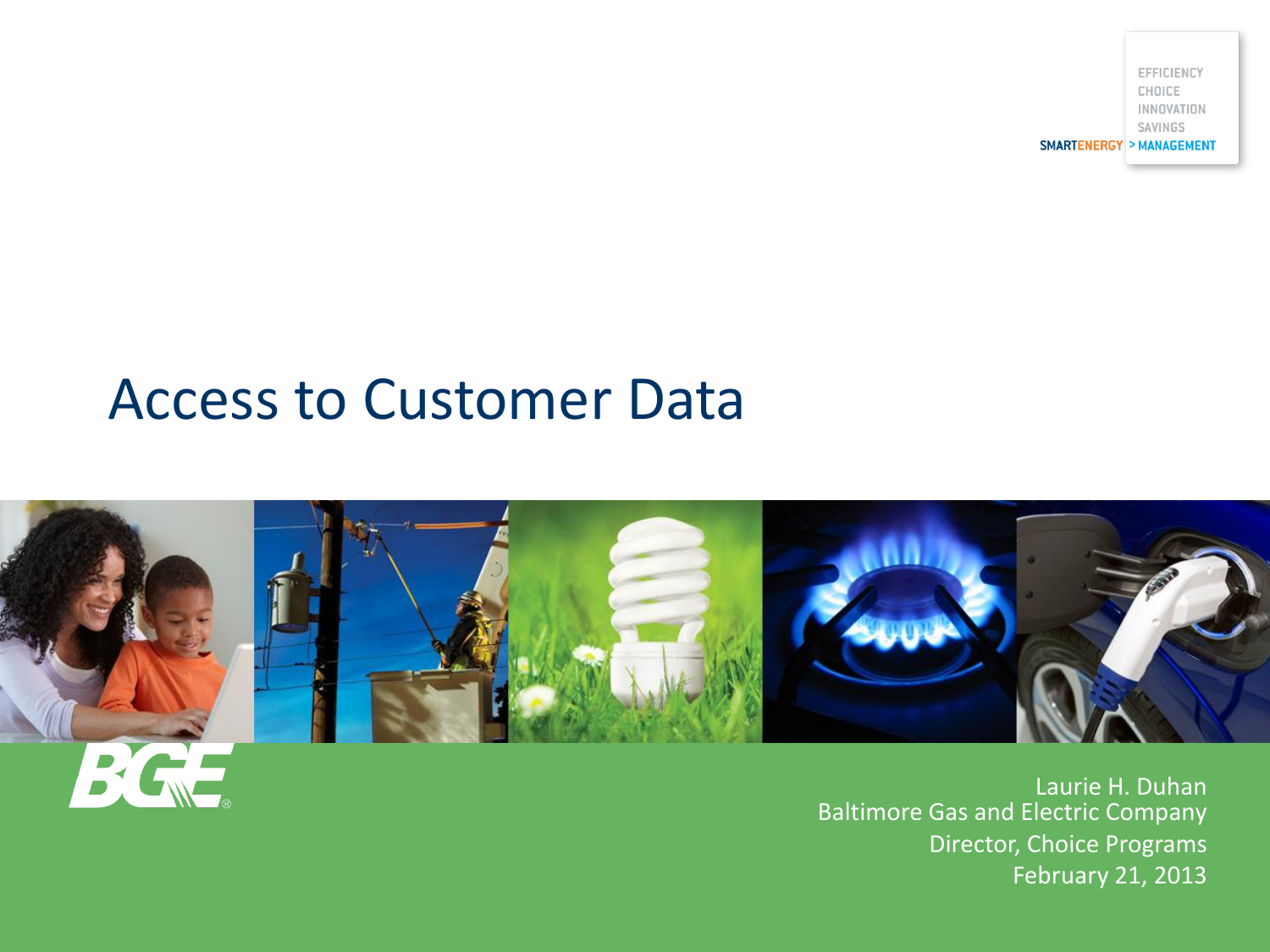EFFICIENCY
CHOICE
INNOVATION
SAVINGS
SMARTENERGY > MANAGEMENT

# Access to Customer Data

Laurie H. Duhan
Baltimore Gas and Electric Company
Director, Choice Programs
February 21, 2013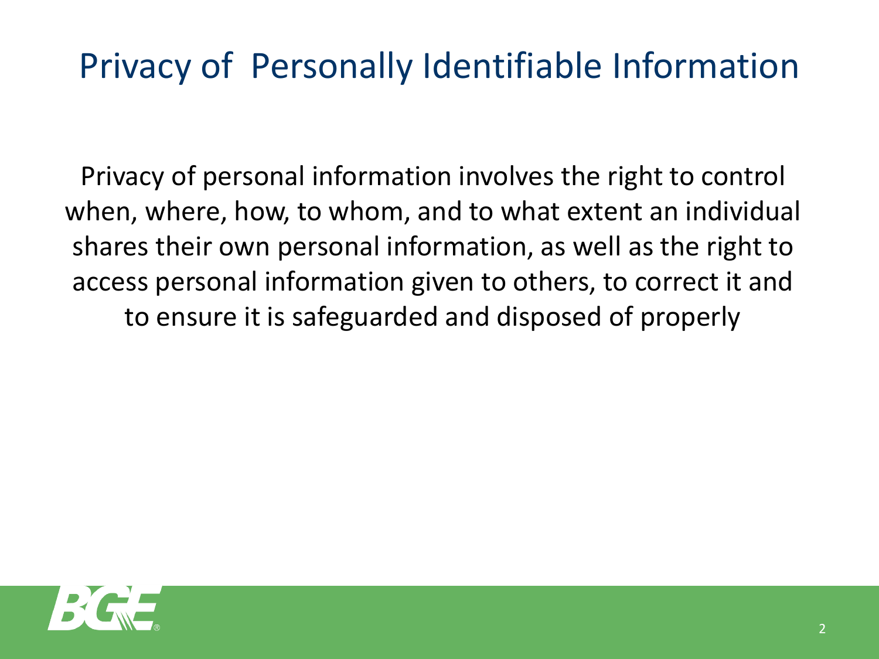# Privacy of Personally Identifiable Information

Privacy of personal information involves the right to control when, where, how, to whom, and to what extent an individual shares their own personal information, as well as the right to access personal information given to others, to correct it and to ensure it is safeguarded and disposed of properly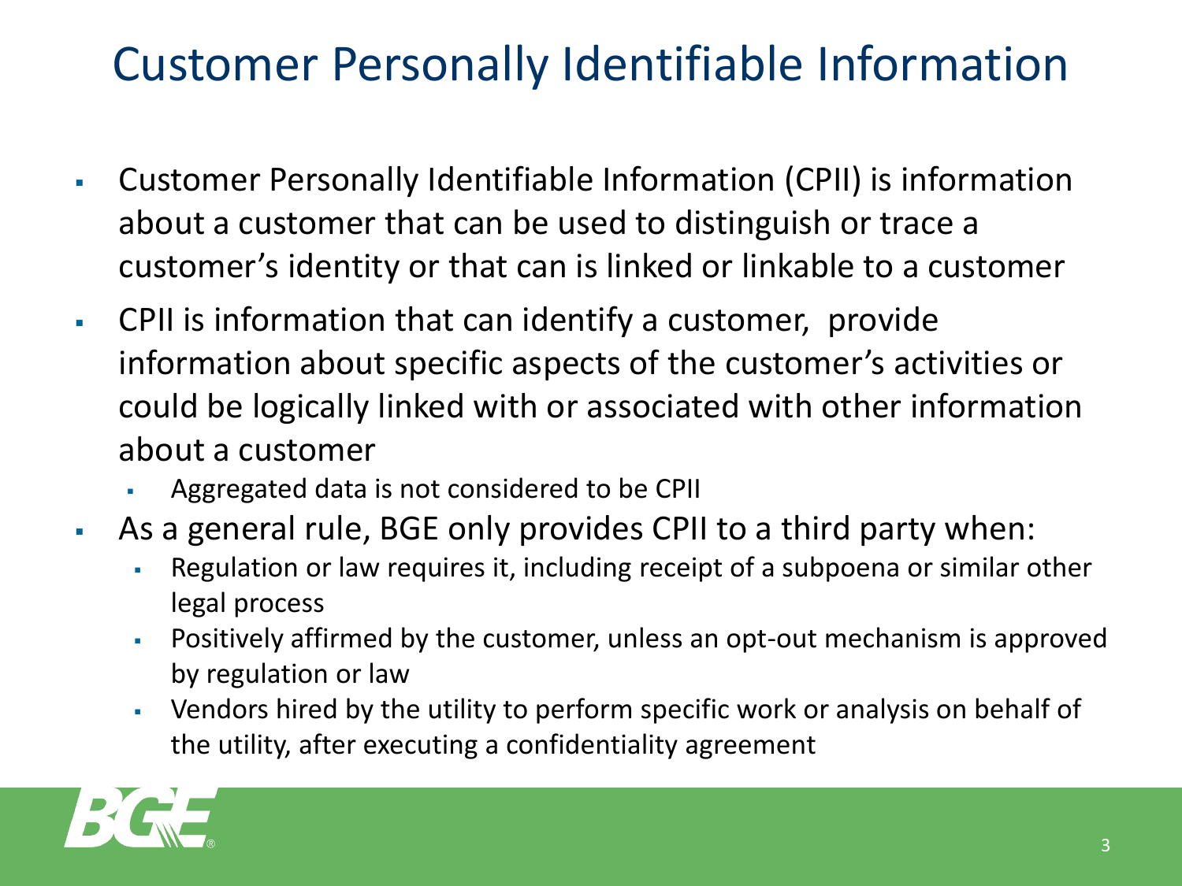# Customer Personally Identifiable Information

- Customer Personally Identifiable Information (CPII) is information about a customer that can be used to distinguish or trace a customer's identity or that can is linked or linkable to a customer
- CPII is information that can identify a customer, provide information about specific aspects of the customer's activities or could be logically linked with or associated with other information about a customer
  - Aggregated data is not considered to be CPII
- As a general rule, BGE only provides CPII to a third party when:
  - Regulation or law requires it, including receipt of a subpoena or similar other legal process
  - Positively affirmed by the customer, unless an opt-out mechanism is approved by regulation or law
  - Vendors hired by the utility to perform specific work or analysis on behalf of the utility, after executing a confidentiality agreement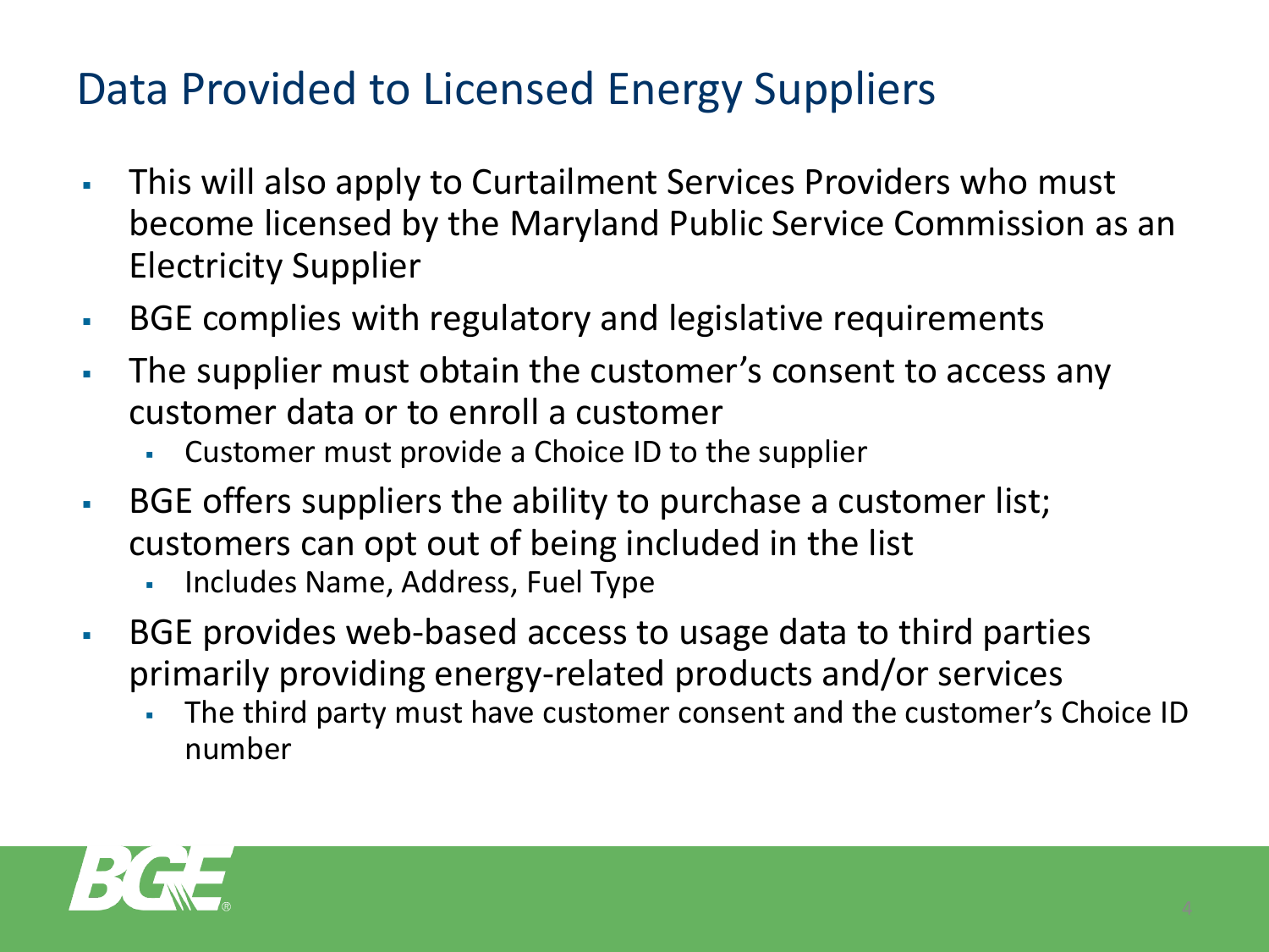# Data Provided to Licensed Energy Suppliers

- This will also apply to Curtailment Services Providers who must become licensed by the Maryland Public Service Commission as an Electricity Supplier
- BGE complies with regulatory and legislative requirements
- The supplier must obtain the customer's consent to access any customer data or to enroll a customer
  - Customer must provide a Choice ID to the supplier
- BGE offers suppliers the ability to purchase a customer list; customers can opt out of being included in the list
  - Includes Name, Address, Fuel Type
- BGE provides web-based access to usage data to third parties primarily providing energy-related products and/or services
  - The third party must have customer consent and the customer's Choice ID number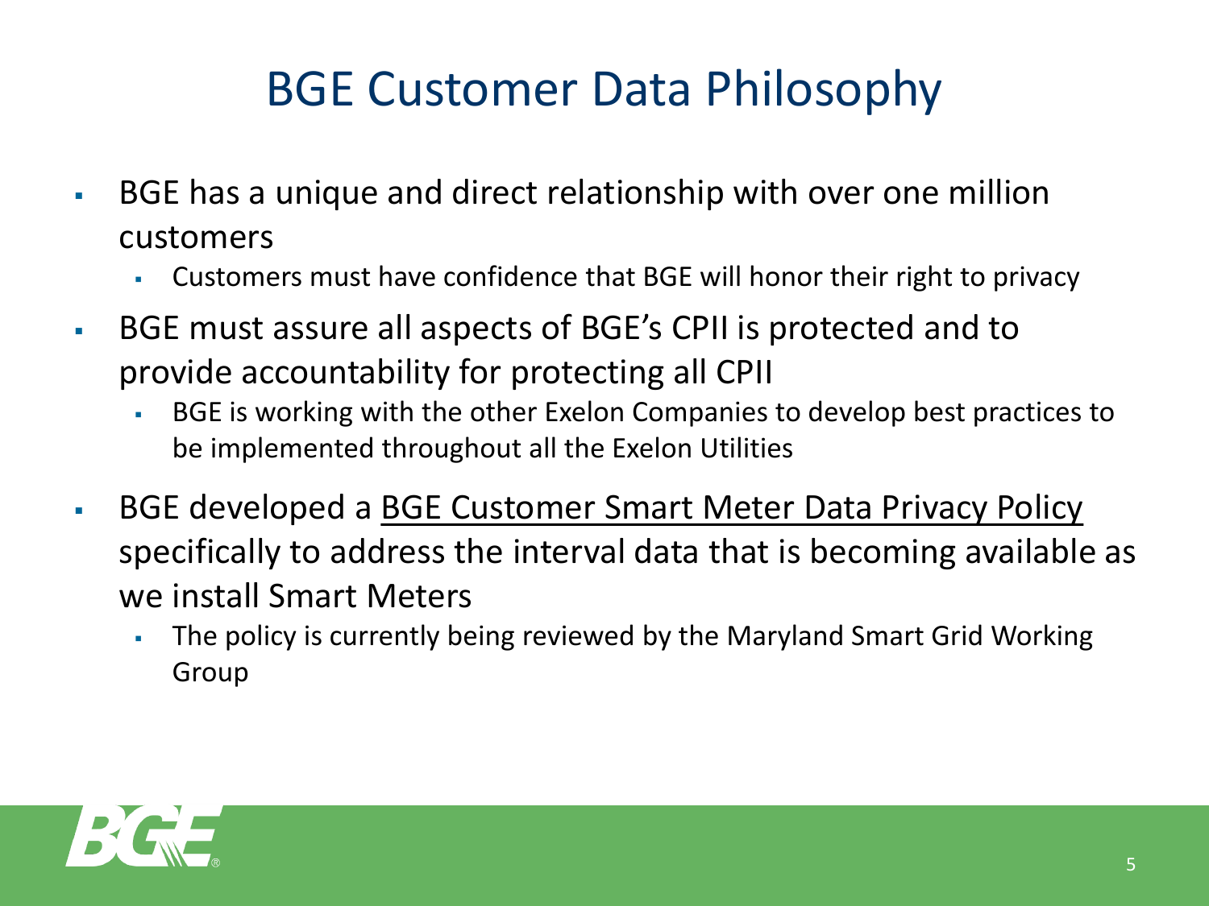# BGE Customer Data Philosophy

- BGE has a unique and direct relationship with over one million customers
  - Customers must have confidence that BGE will honor their right to privacy
- BGE must assure all aspects of BGE's CPII is protected and to provide accountability for protecting all CPII
  - BGE is working with the other Exelon Companies to develop best practices to be implemented throughout all the Exelon Utilities
- BGE developed a BGE Customer Smart Meter Data Privacy Policy specifically to address the interval data that is becoming available as we install Smart Meters
  - The policy is currently being reviewed by the Maryland Smart Grid Working Group